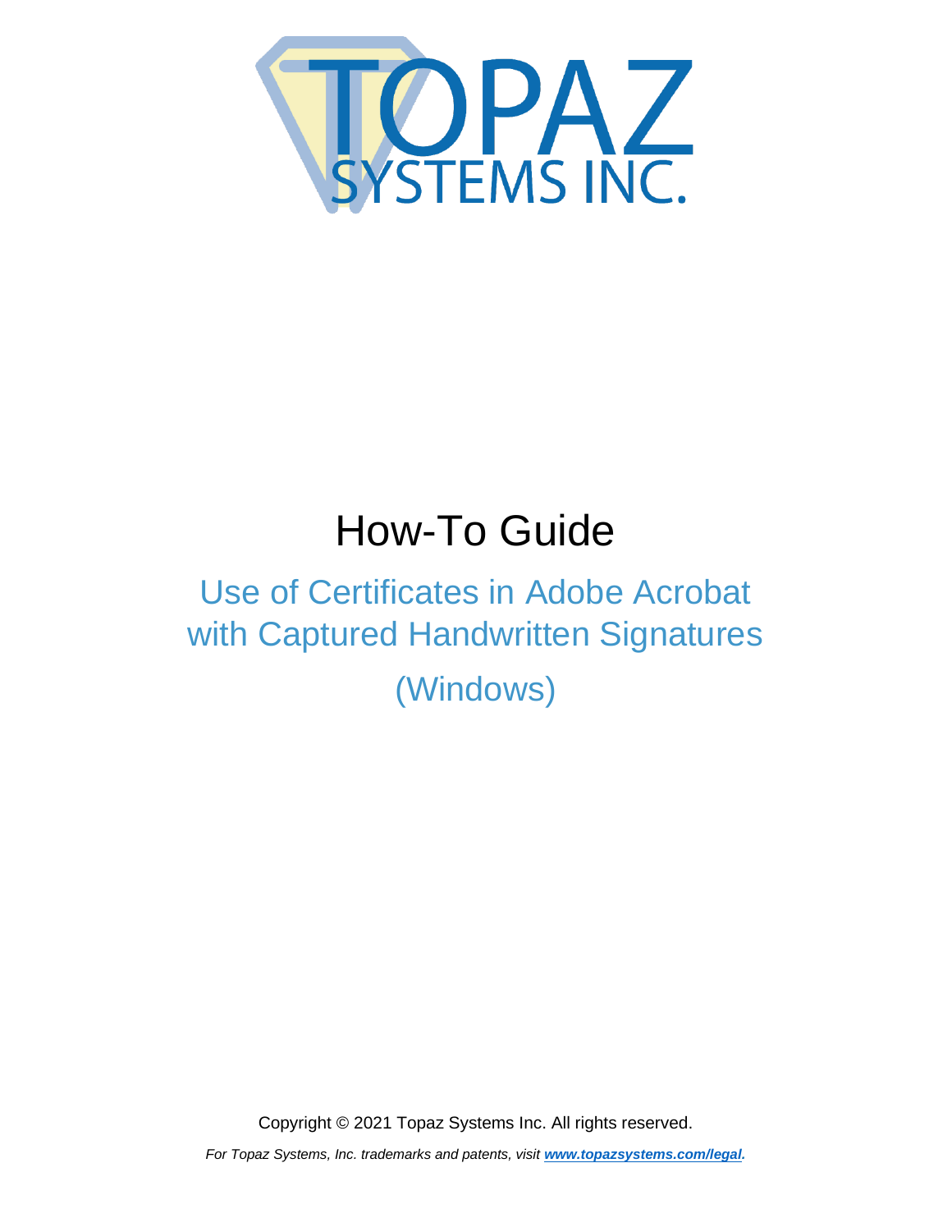# How-To Guide

## Use of Certificates in Adobe Acrobat with Captured Handwritten Signatures

## (Windows)

Copyright © 2021 Topaz Systems Inc. All rights reserved.

*For Topaz Systems, Inc. trademarks and patents, visit [www.topazsystems.com/legal](www.topazsystems.com/legal).*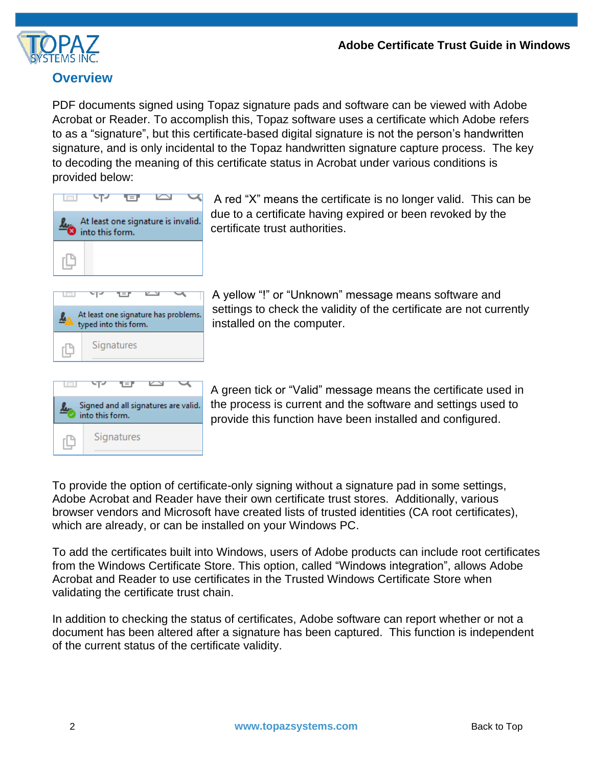## Overview

PDF documents signed using Topaz signature pads and software can be viewed with Adobe Acrobat or Reader. To accomplish this, Topaz software uses a certificate which Adobe refers to as a "signature", but this certificate-based digital signature is not the person's handwritten signature, and is only incidental to the Topaz handwritten signature capture process. The key to decoding the meaning of this certificate status in Acrobat under various conditions is provided below:

A red "X" means the certificate is no longer valid. This can be due to a certificate having expired or been revoked by the certificate trust authorities.

A yellow "!" or "Unknown" message means software and settings to check the validity of the certificate are not currently installed on the computer.

A green tick or "Valid" message means the certificate used in the process is current and the software and settings used to provide this function have been installed and configured.

To provide the option of certificate-only signing without a signature pad in some settings, Adobe Acrobat and Reader have their own certificate trust stores. Additionally, various browser vendors and Microsoft have created lists of trusted identities (CA root certificates), which are already, or can be installed on your Windows PC.

To add the certificates built into Windows, users of Adobe products can include root certificates from the Windows Certificate Store. This option, called "Windows integration", allows Adobe Acrobat and Reader to use certificates in the Trusted Windows Certificate Store when validating the certificate trust chain.

In addition to checking the status of certificates, Adobe software can report whether or not a document has been altered after a signature has been captured. This function is independent of the current status of the certificate validity.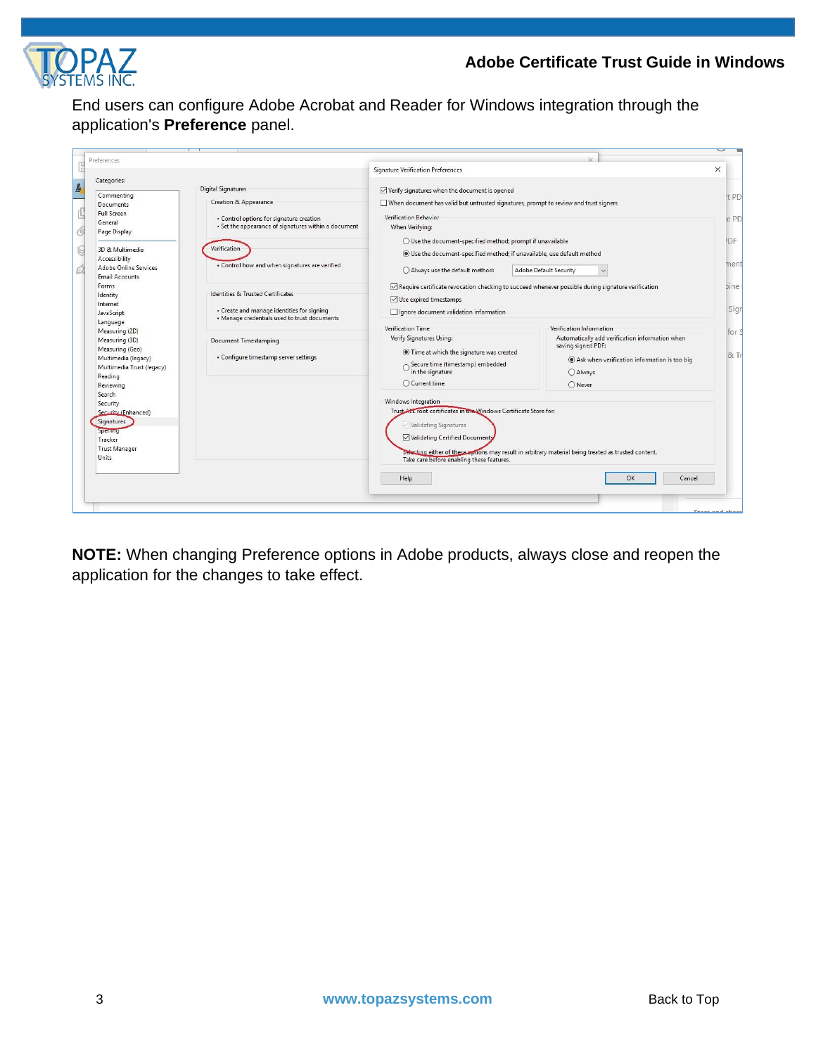End users can configure Adobe Acrobat and Reader for Windows integration through the application's **Preference** panel.

**NOTE:** When changing Preference options in Adobe products, always close and reopen the application for the changes to take effect.